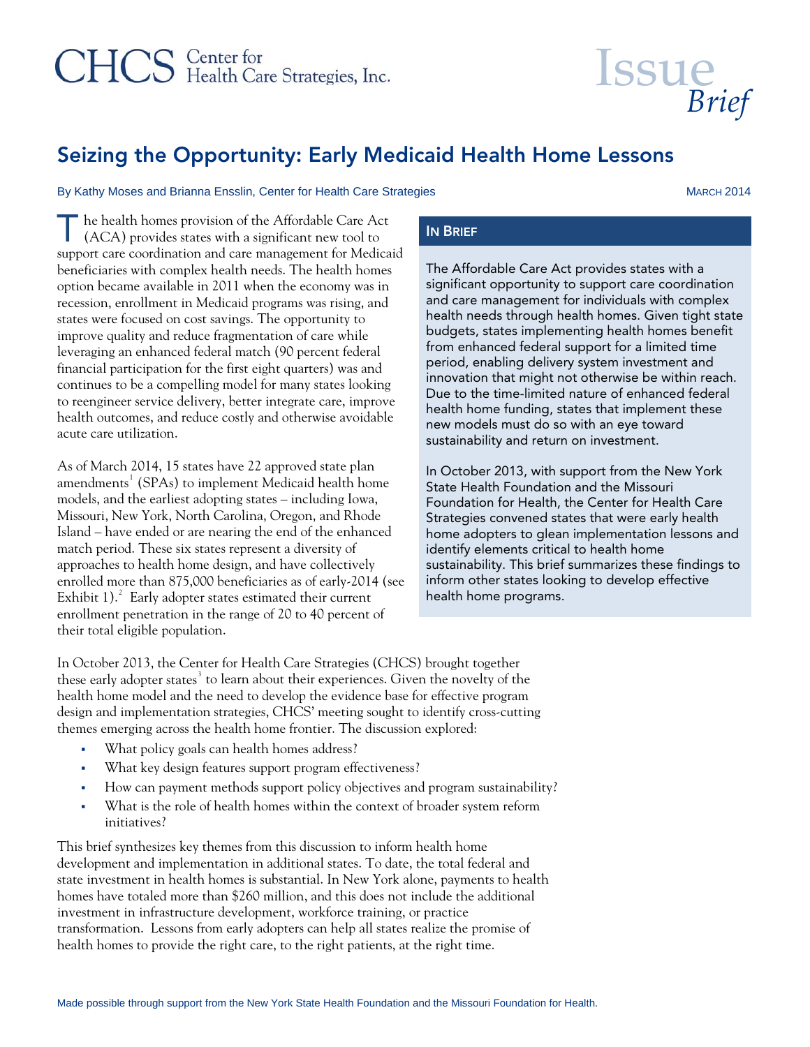CHCS Center for Health Care Strategies, Inc.

Issue *Brief*

# Seizing the Opportunity: Early Medicaid Health Home Lessons

By Kathy Moses and Brianna Ensslin, Center for Health Care Strategies

MARCH 2014

The health homes provision of the Affordable Care Act (ACA) provides states with a significant new tool to support care coordination and care management for Medicaid beneficiaries with complex health needs. The health homes option became available in 2011 when the economy was in recession, enrollment in Medicaid programs was rising, and states were focused on cost savings. The opportunity to improve quality and reduce fragmentation of care while leveraging an enhanced federal match (90 percent federal financial participation for the first eight quarters) was and continues to be a compelling model for many states looking to reengineer service delivery, better integrate care, improve health outcomes, and reduce costly and otherwise avoidable acute care utilization.

As of March 2014, 15 states have 22 approved state plan amendments[1] (SPAs) to implement Medicaid health home models, and the earliest adopting states – including Iowa, Missouri, New York, North Carolina, Oregon, and Rhode Island – have ended or are nearing the end of the enhanced match period. These six states represent a diversity of approaches to health home design, and have collectively enrolled more than 875,000 beneficiaries as of early-2014 (see Exhibit 1).[2] Early adopter states estimated their current enrollment penetration in the range of 20 to 40 percent of their total eligible population.

## IN BRIEF

The Affordable Care Act provides states with a significant opportunity to support care coordination and care management for individuals with complex health needs through health homes. Given tight state budgets, states implementing health homes benefit from enhanced federal support for a limited time period, enabling delivery system investment and innovation that might not otherwise be within reach. Due to the time-limited nature of enhanced federal health home funding, states that implement these new models must do so with an eye toward sustainability and return on investment.

In October 2013, with support from the New York State Health Foundation and the Missouri Foundation for Health, the Center for Health Care Strategies convened states that were early health home adopters to glean implementation lessons and identify elements critical to health home sustainability. This brief summarizes these findings to inform other states looking to develop effective health home programs.

In October 2013, the Center for Health Care Strategies (CHCS) brought together these early adopter states[3] to learn about their experiences. Given the novelty of the health home model and the need to develop the evidence base for effective program design and implementation strategies, CHCS' meeting sought to identify cross-cutting themes emerging across the health home frontier. The discussion explored:

- What policy goals can health homes address?
- What key design features support program effectiveness?
- How can payment methods support policy objectives and program sustainability?
- What is the role of health homes within the context of broader system reform initiatives?

This brief synthesizes key themes from this discussion to inform health home development and implementation in additional states. To date, the total federal and state investment in health homes is substantial. In New York alone, payments to health homes have totaled more than $260 million, and this does not include the additional investment in infrastructure development, workforce training, or practice transformation. Lessons from early adopters can help all states realize the promise of health homes to provide the right care, to the right patients, at the right time.

Made possible through support from the New York State Health Foundation and the Missouri Foundation for Health.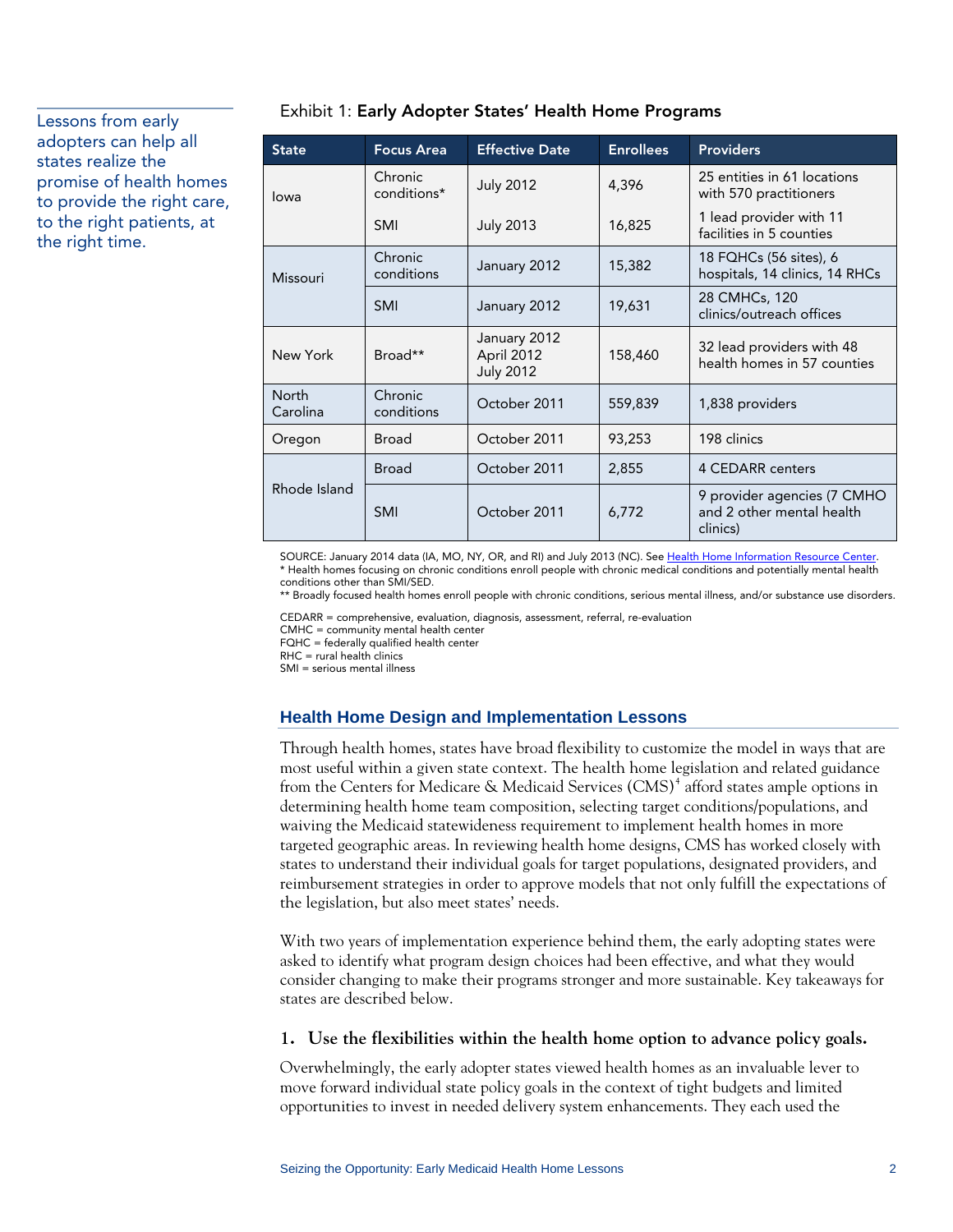Lessons from early adopters can help all states realize the promise of health homes to provide the right care, to the right patients, at the right time.

Exhibit 1: **Early Adopter States' Health Home Programs**

| State | Focus Area | Effective Date | Enrollees | Providers |
|---|---|---|---|---|
| Iowa | Chronic conditions* | July 2012 | 4,396 | 25 entities in 61 locations with 570 practitioners |
| | SMI | July 2013 | 16,825 | 1 lead provider with 11 facilities in 5 counties |
| Missouri | Chronic conditions | January 2012 | 15,382 | 18 FQHCs (56 sites), 6 hospitals, 14 clinics, 14 RHCs |
| | SMI | January 2012 | 19,631 | 28 CMHCs, 120 clinics/outreach offices |
| New York | Broad** | January 2012<br>April 2012<br>July 2012 | 158,460 | 32 lead providers with 48 health homes in 57 counties |
| North Carolina | Chronic conditions | October 2011 | 559,839 | 1,838 providers |
| Oregon | Broad | October 2011 | 93,253 | 198 clinics |
| Rhode Island | Broad | October 2011 | 2,855 | 4 CEDARR centers |
| | SMI | October 2011 | 6,772 | 9 provider agencies (7 CMHO and 2 other mental health clinics) |

SOURCE: January 2014 data (IA, MO, NY, OR, and RI) and July 2013 (NC). See Health Home Information Resource Center.
* Health homes focusing on chronic conditions enroll people with chronic medical conditions and potentially mental health conditions other than SMI/SED.
** Broadly focused health homes enroll people with chronic conditions, serious mental illness, and/or substance use disorders.

CEDARR = comprehensive, evaluation, diagnosis, assessment, referral, re-evaluation
CMHC = community mental health center
FQHC = federally qualified health center
RHC = rural health clinics
SMI = serious mental illness

## Health Home Design and Implementation Lessons

Through health homes, states have broad flexibility to customize the model in ways that are most useful within a given state context. The health home legislation and related guidance from the Centers for Medicare & Medicaid Services (CMS)[4] afford states ample options in determining health home team composition, selecting target conditions/populations, and waiving the Medicaid statewideness requirement to implement health homes in more targeted geographic areas. In reviewing health home designs, CMS has worked closely with states to understand their individual goals for target populations, designated providers, and reimbursement strategies in order to approve models that not only fulfill the expectations of the legislation, but also meet states' needs.

With two years of implementation experience behind them, the early adopting states were asked to identify what program design choices had been effective, and what they would consider changing to make their programs stronger and more sustainable. Key takeaways for states are described below.

### 1. Use the flexibilities within the health home option to advance policy goals.

Overwhelmingly, the early adopter states viewed health homes as an invaluable lever to move forward individual state policy goals in the context of tight budgets and limited opportunities to invest in needed delivery system enhancements. They each used the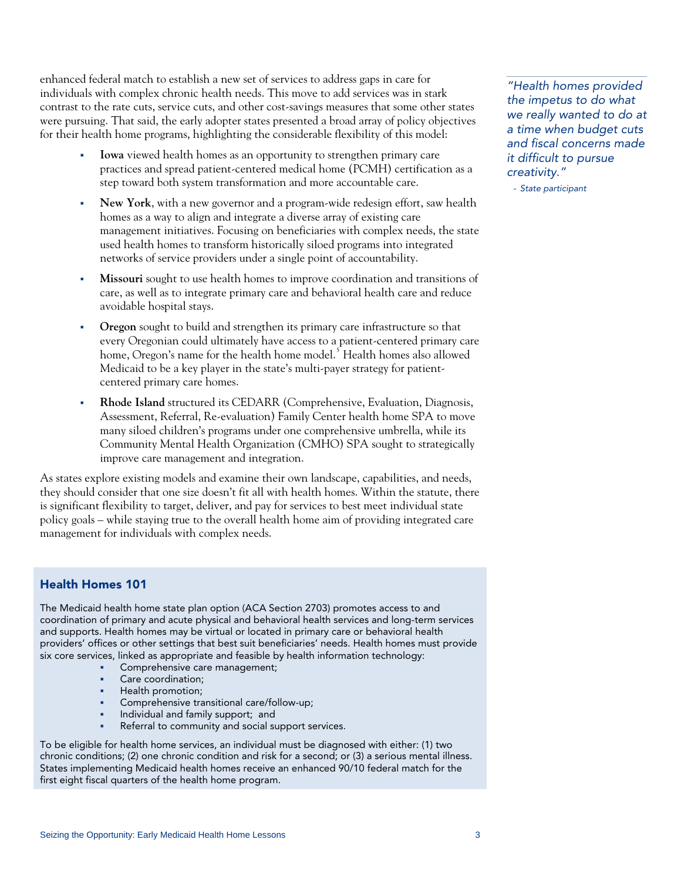enhanced federal match to establish a new set of services to address gaps in care for individuals with complex chronic health needs. This move to add services was in stark contrast to the rate cuts, service cuts, and other cost-savings measures that some other states were pursuing. That said, the early adopter states presented a broad array of policy objectives for their health home programs, highlighting the considerable flexibility of this model:

- **Iowa** viewed health homes as an opportunity to strengthen primary care practices and spread patient-centered medical home (PCMH) certification as a step toward both system transformation and more accountable care.
- **New York**, with a new governor and a program-wide redesign effort, saw health homes as a way to align and integrate a diverse array of existing care management initiatives. Focusing on beneficiaries with complex needs, the state used health homes to transform historically siloed programs into integrated networks of service providers under a single point of accountability.
- **Missouri** sought to use health homes to improve coordination and transitions of care, as well as to integrate primary care and behavioral health care and reduce avoidable hospital stays.
- **Oregon** sought to build and strengthen its primary care infrastructure so that every Oregonian could ultimately have access to a patient-centered primary care home, Oregon's name for the health home model.[5] Health homes also allowed Medicaid to be a key player in the state's multi-payer strategy for patient-centered primary care homes.
- **Rhode Island** structured its CEDARR (Comprehensive, Evaluation, Diagnosis, Assessment, Referral, Re-evaluation) Family Center health home SPA to move many siloed children's programs under one comprehensive umbrella, while its Community Mental Health Organization (CMHO) SPA sought to strategically improve care management and integration.

As states explore existing models and examine their own landscape, capabilities, and needs, they should consider that one size doesn't fit all with health homes. Within the statute, there is significant flexibility to target, deliver, and pay for services to best meet individual state policy goals – while staying true to the overall health home aim of providing integrated care management for individuals with complex needs.

> *"Health homes provided the impetus to do what we really wanted to do at a time when budget cuts and fiscal concerns made it difficult to pursue creativity."*
>
> *- State participant*

## Health Homes 101

The Medicaid health home state plan option (ACA Section 2703) promotes access to and coordination of primary and acute physical and behavioral health services and long-term services and supports. Health homes may be virtual or located in primary care or behavioral health providers' offices or other settings that best suit beneficiaries' needs. Health homes must provide six core services, linked as appropriate and feasible by health information technology:

- Comprehensive care management;
- Care coordination;
- Health promotion;
- Comprehensive transitional care/follow-up;
- Individual and family support; and
- Referral to community and social support services.

To be eligible for health home services, an individual must be diagnosed with either: (1) two chronic conditions; (2) one chronic condition and risk for a second; or (3) a serious mental illness. States implementing Medicaid health homes receive an enhanced 90/10 federal match for the first eight fiscal quarters of the health home program.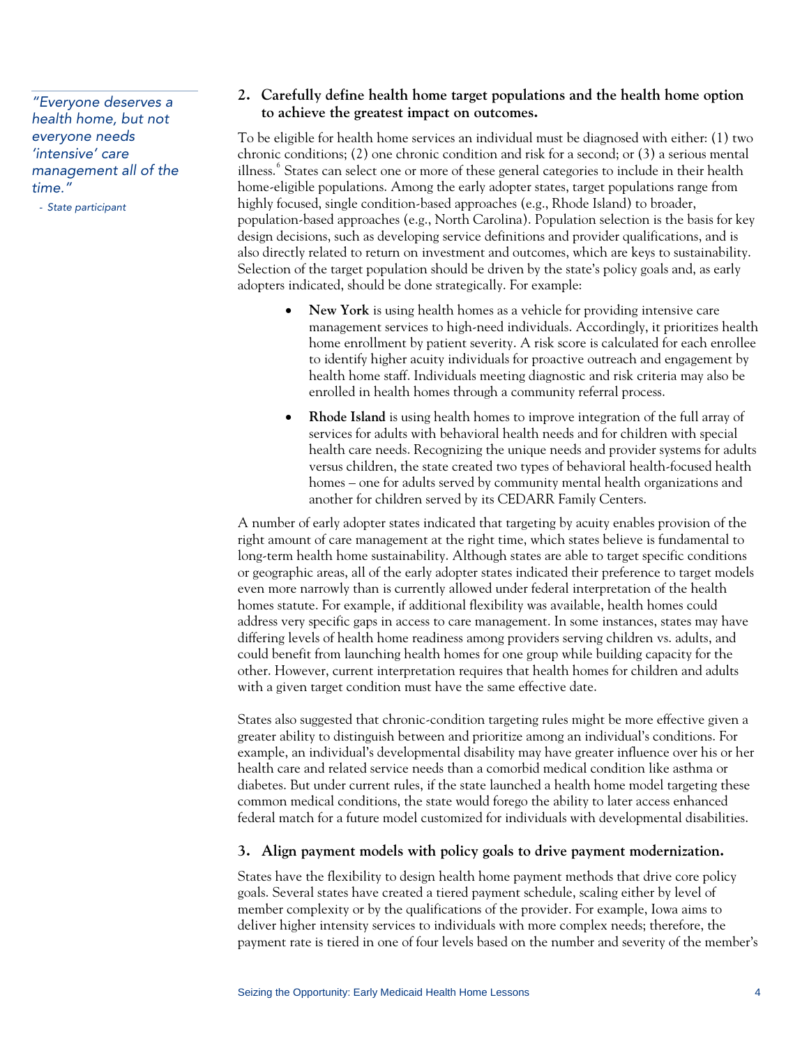> *"Everyone deserves a health home, but not everyone needs 'intensive' care management all of the time."*
>
> *- State participant*

### 2. Carefully define health home target populations and the health home option to achieve the greatest impact on outcomes.

To be eligible for health home services an individual must be diagnosed with either: (1) two chronic conditions; (2) one chronic condition and risk for a second; or (3) a serious mental illness.[6] States can select one or more of these general categories to include in their health home-eligible populations. Among the early adopter states, target populations range from highly focused, single condition-based approaches (e.g., Rhode Island) to broader, population-based approaches (e.g., North Carolina). Population selection is the basis for key design decisions, such as developing service definitions and provider qualifications, and is also directly related to return on investment and outcomes, which are keys to sustainability. Selection of the target population should be driven by the state's policy goals and, as early adopters indicated, should be done strategically. For example:

- **New York** is using health homes as a vehicle for providing intensive care management services to high-need individuals. Accordingly, it prioritizes health home enrollment by patient severity. A risk score is calculated for each enrollee to identify higher acuity individuals for proactive outreach and engagement by health home staff. Individuals meeting diagnostic and risk criteria may also be enrolled in health homes through a community referral process.
- **Rhode Island** is using health homes to improve integration of the full array of services for adults with behavioral health needs and for children with special health care needs. Recognizing the unique needs and provider systems for adults versus children, the state created two types of behavioral health-focused health homes – one for adults served by community mental health organizations and another for children served by its CEDARR Family Centers.

A number of early adopter states indicated that targeting by acuity enables provision of the right amount of care management at the right time, which states believe is fundamental to long-term health home sustainability. Although states are able to target specific conditions or geographic areas, all of the early adopter states indicated their preference to target models even more narrowly than is currently allowed under federal interpretation of the health homes statute. For example, if additional flexibility was available, health homes could address very specific gaps in access to care management. In some instances, states may have differing levels of health home readiness among providers serving children vs. adults, and could benefit from launching health homes for one group while building capacity for the other. However, current interpretation requires that health homes for children and adults with a given target condition must have the same effective date.

States also suggested that chronic-condition targeting rules might be more effective given a greater ability to distinguish between and prioritize among an individual's conditions. For example, an individual's developmental disability may have greater influence over his or her health care and related service needs than a comorbid medical condition like asthma or diabetes. But under current rules, if the state launched a health home model targeting these common medical conditions, the state would forego the ability to later access enhanced federal match for a future model customized for individuals with developmental disabilities.

### 3. Align payment models with policy goals to drive payment modernization.

States have the flexibility to design health home payment methods that drive core policy goals. Several states have created a tiered payment schedule, scaling either by level of member complexity or by the qualifications of the provider. For example, Iowa aims to deliver higher intensity services to individuals with more complex needs; therefore, the payment rate is tiered in one of four levels based on the number and severity of the member's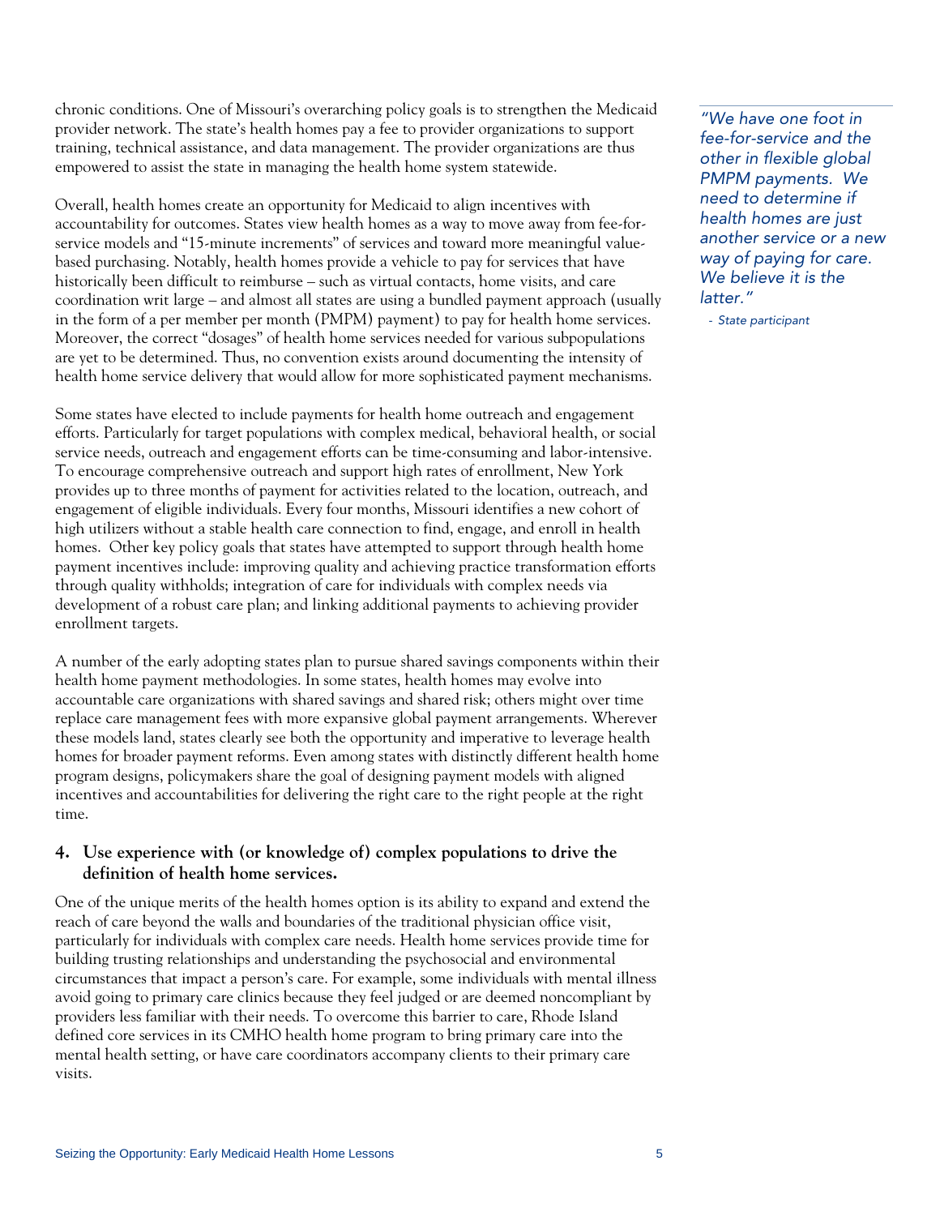chronic conditions. One of Missouri's overarching policy goals is to strengthen the Medicaid provider network. The state's health homes pay a fee to provider organizations to support training, technical assistance, and data management. The provider organizations are thus empowered to assist the state in managing the health home system statewide.

> *"We have one foot in fee-for-service and the other in flexible global PMPM payments. We need to determine if health homes are just another service or a new way of paying for care. We believe it is the latter."*
>
> *- State participant*

Overall, health homes create an opportunity for Medicaid to align incentives with accountability for outcomes. States view health homes as a way to move away from fee-for-service models and "15-minute increments" of services and toward more meaningful value-based purchasing. Notably, health homes provide a vehicle to pay for services that have historically been difficult to reimburse – such as virtual contacts, home visits, and care coordination writ large – and almost all states are using a bundled payment approach (usually in the form of a per member per month (PMPM) payment) to pay for health home services. Moreover, the correct "dosages" of health home services needed for various subpopulations are yet to be determined. Thus, no convention exists around documenting the intensity of health home service delivery that would allow for more sophisticated payment mechanisms.

Some states have elected to include payments for health home outreach and engagement efforts. Particularly for target populations with complex medical, behavioral health, or social service needs, outreach and engagement efforts can be time-consuming and labor-intensive. To encourage comprehensive outreach and support high rates of enrollment, New York provides up to three months of payment for activities related to the location, outreach, and engagement of eligible individuals. Every four months, Missouri identifies a new cohort of high utilizers without a stable health care connection to find, engage, and enroll in health homes. Other key policy goals that states have attempted to support through health home payment incentives include: improving quality and achieving practice transformation efforts through quality withholds; integration of care for individuals with complex needs via development of a robust care plan; and linking additional payments to achieving provider enrollment targets.

A number of the early adopting states plan to pursue shared savings components within their health home payment methodologies. In some states, health homes may evolve into accountable care organizations with shared savings and shared risk; others might over time replace care management fees with more expansive global payment arrangements. Wherever these models land, states clearly see both the opportunity and imperative to leverage health homes for broader payment reforms. Even among states with distinctly different health home program designs, policymakers share the goal of designing payment models with aligned incentives and accountabilities for delivering the right care to the right people at the right time.

### 4. Use experience with (or knowledge of) complex populations to drive the definition of health home services.

One of the unique merits of the health homes option is its ability to expand and extend the reach of care beyond the walls and boundaries of the traditional physician office visit, particularly for individuals with complex care needs. Health home services provide time for building trusting relationships and understanding the psychosocial and environmental circumstances that impact a person's care. For example, some individuals with mental illness avoid going to primary care clinics because they feel judged or are deemed noncompliant by providers less familiar with their needs. To overcome this barrier to care, Rhode Island defined core services in its CMHO health home program to bring primary care into the mental health setting, or have care coordinators accompany clients to their primary care visits.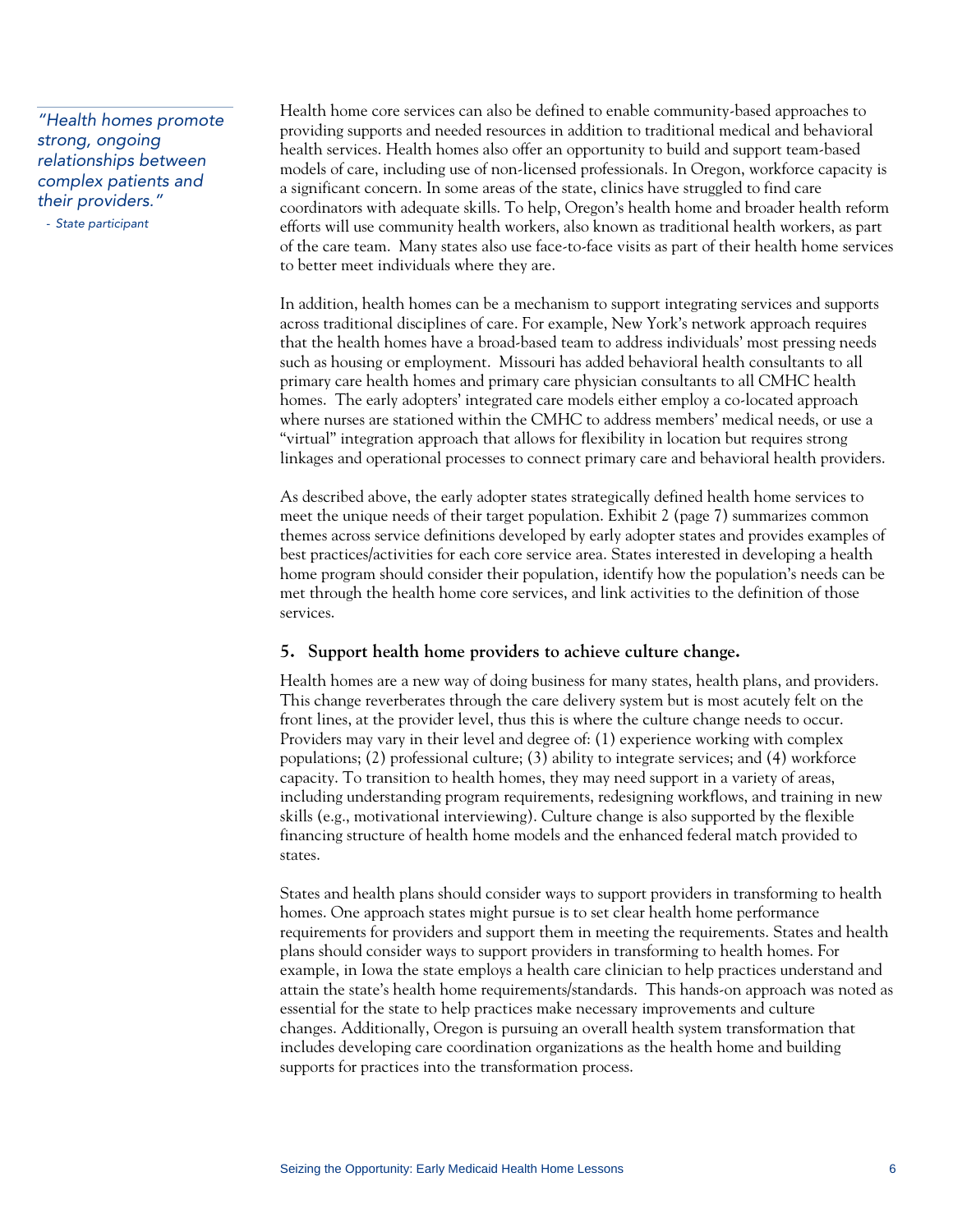> *"Health homes promote strong, ongoing relationships between complex patients and their providers."*
>
> *- State participant*

Health home core services can also be defined to enable community-based approaches to providing supports and needed resources in addition to traditional medical and behavioral health services. Health homes also offer an opportunity to build and support team-based models of care, including use of non-licensed professionals. In Oregon, workforce capacity is a significant concern. In some areas of the state, clinics have struggled to find care coordinators with adequate skills. To help, Oregon's health home and broader health reform efforts will use community health workers, also known as traditional health workers, as part of the care team. Many states also use face-to-face visits as part of their health home services to better meet individuals where they are.

In addition, health homes can be a mechanism to support integrating services and supports across traditional disciplines of care. For example, New York's network approach requires that the health homes have a broad-based team to address individuals' most pressing needs such as housing or employment. Missouri has added behavioral health consultants to all primary care health homes and primary care physician consultants to all CMHC health homes. The early adopters' integrated care models either employ a co-located approach where nurses are stationed within the CMHC to address members' medical needs, or use a "virtual" integration approach that allows for flexibility in location but requires strong linkages and operational processes to connect primary care and behavioral health providers.

As described above, the early adopter states strategically defined health home services to meet the unique needs of their target population. Exhibit 2 (page 7) summarizes common themes across service definitions developed by early adopter states and provides examples of best practices/activities for each core service area. States interested in developing a health home program should consider their population, identify how the population's needs can be met through the health home core services, and link activities to the definition of those services.

### 5. Support health home providers to achieve culture change.

Health homes are a new way of doing business for many states, health plans, and providers. This change reverberates through the care delivery system but is most acutely felt on the front lines, at the provider level, thus this is where the culture change needs to occur. Providers may vary in their level and degree of: (1) experience working with complex populations; (2) professional culture; (3) ability to integrate services; and (4) workforce capacity. To transition to health homes, they may need support in a variety of areas, including understanding program requirements, redesigning workflows, and training in new skills (e.g., motivational interviewing). Culture change is also supported by the flexible financing structure of health home models and the enhanced federal match provided to states.

States and health plans should consider ways to support providers in transforming to health homes. One approach states might pursue is to set clear health home performance requirements for providers and support them in meeting the requirements. States and health plans should consider ways to support providers in transforming to health homes. For example, in Iowa the state employs a health care clinician to help practices understand and attain the state's health home requirements/standards. This hands-on approach was noted as essential for the state to help practices make necessary improvements and culture changes. Additionally, Oregon is pursuing an overall health system transformation that includes developing care coordination organizations as the health home and building supports for practices into the transformation process.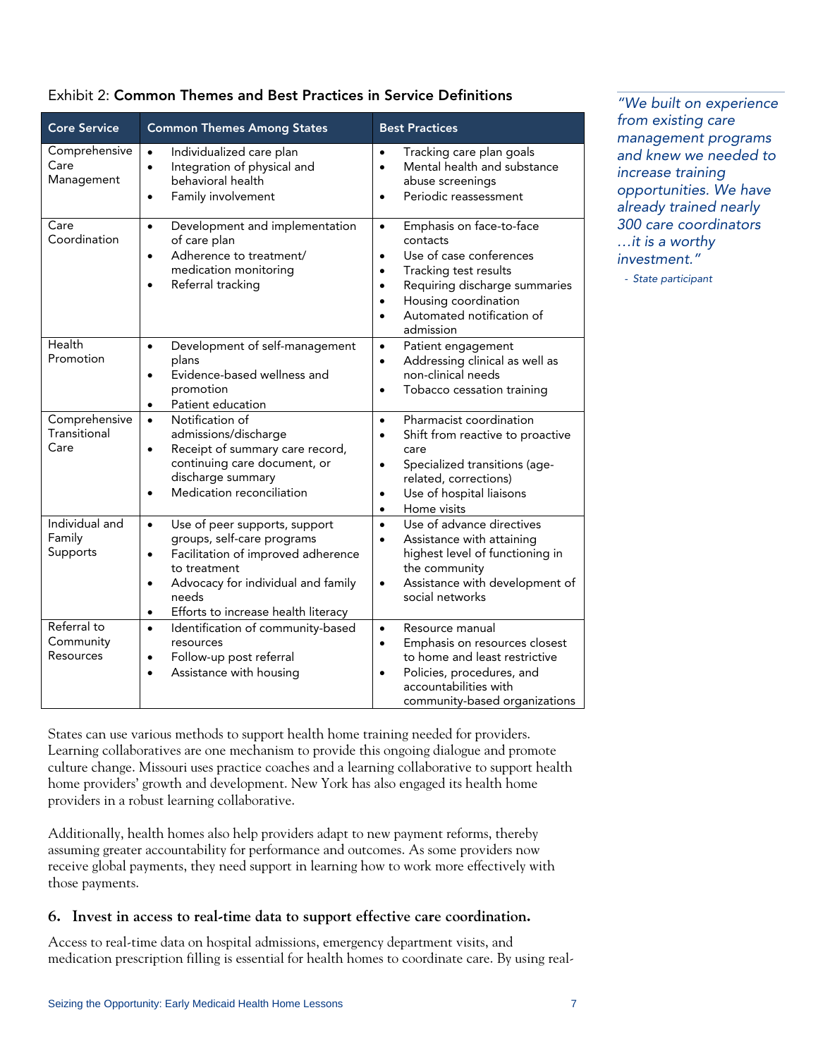Exhibit 2: **Common Themes and Best Practices in Service Definitions**

| Core Service | Common Themes Among States | Best Practices |
|---|---|---|
| Comprehensive Care Management | • Individualized care plan<br>• Integration of physical and behavioral health<br>• Family involvement | • Tracking care plan goals<br>• Mental health and substance abuse screenings<br>• Periodic reassessment |
| Care Coordination | • Development and implementation of care plan<br>• Adherence to treatment/ medication monitoring<br>• Referral tracking | • Emphasis on face-to-face contacts<br>• Use of case conferences<br>• Tracking test results<br>• Requiring discharge summaries<br>• Housing coordination<br>• Automated notification of admission |
| Health Promotion | • Development of self-management plans<br>• Evidence-based wellness and promotion<br>• Patient education | • Patient engagement<br>• Addressing clinical as well as non-clinical needs<br>• Tobacco cessation training |
| Comprehensive Transitional Care | • Notification of admissions/discharge<br>• Receipt of summary care record, continuing care document, or discharge summary<br>• Medication reconciliation | • Pharmacist coordination<br>• Shift from reactive to proactive care<br>• Specialized transitions (age-related, corrections)<br>• Use of hospital liaisons<br>• Home visits |
| Individual and Family Supports | • Use of peer supports, support groups, self-care programs<br>• Facilitation of improved adherence to treatment<br>• Advocacy for individual and family needs<br>• Efforts to increase health literacy | • Use of advance directives<br>• Assistance with attaining highest level of functioning in the community<br>• Assistance with development of social networks |
| Referral to Community Resources | • Identification of community-based resources<br>• Follow-up post referral<br>• Assistance with housing | • Resource manual<br>• Emphasis on resources closest to home and least restrictive<br>• Policies, procedures, and accountabilities with community-based organizations |

*"We built on experience from existing care management programs and knew we needed to increase training opportunities. We have already trained nearly 300 care coordinators …it is a worthy investment."*

*- State participant*

States can use various methods to support health home training needed for providers. Learning collaboratives are one mechanism to provide this ongoing dialogue and promote culture change. Missouri uses practice coaches and a learning collaborative to support health home providers' growth and development. New York has also engaged its health home providers in a robust learning collaborative.

Additionally, health homes also help providers adapt to new payment reforms, thereby assuming greater accountability for performance and outcomes. As some providers now receive global payments, they need support in learning how to work more effectively with those payments.

### 6. Invest in access to real-time data to support effective care coordination.

Access to real-time data on hospital admissions, emergency department visits, and medication prescription filling is essential for health homes to coordinate care. By using real-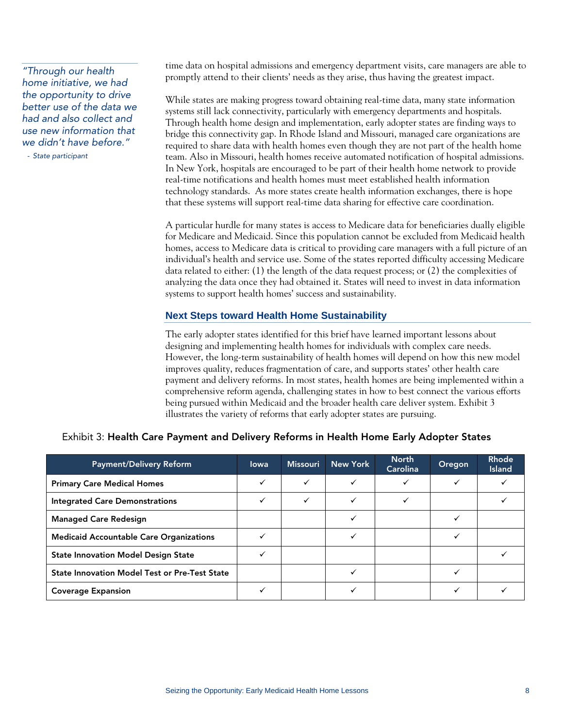> *"Through our health home initiative, we had the opportunity to drive better use of the data we had and also collect and use new information that we didn't have before."*
>
> *- State participant*

time data on hospital admissions and emergency department visits, care managers are able to promptly attend to their clients' needs as they arise, thus having the greatest impact.

While states are making progress toward obtaining real-time data, many state information systems still lack connectivity, particularly with emergency departments and hospitals. Through health home design and implementation, early adopter states are finding ways to bridge this connectivity gap. In Rhode Island and Missouri, managed care organizations are required to share data with health homes even though they are not part of the health home team. Also in Missouri, health homes receive automated notification of hospital admissions. In New York, hospitals are encouraged to be part of their health home network to provide real-time notifications and health homes must meet established health information technology standards. As more states create health information exchanges, there is hope that these systems will support real-time data sharing for effective care coordination.

A particular hurdle for many states is access to Medicare data for beneficiaries dually eligible for Medicare and Medicaid. Since this population cannot be excluded from Medicaid health homes, access to Medicare data is critical to providing care managers with a full picture of an individual's health and service use. Some of the states reported difficulty accessing Medicare data related to either: (1) the length of the data request process; or (2) the complexities of analyzing the data once they had obtained it. States will need to invest in data information systems to support health homes' success and sustainability.

## Next Steps toward Health Home Sustainability

The early adopter states identified for this brief have learned important lessons about designing and implementing health homes for individuals with complex care needs. However, the long-term sustainability of health homes will depend on how this new model improves quality, reduces fragmentation of care, and supports states' other health care payment and delivery reforms. In most states, health homes are being implemented within a comprehensive reform agenda, challenging states in how to best connect the various efforts being pursued within Medicaid and the broader health care deliver system. Exhibit 3 illustrates the variety of reforms that early adopter states are pursuing.

Exhibit 3: **Health Care Payment and Delivery Reforms in Health Home Early Adopter States**

| Payment/Delivery Reform | Iowa | Missouri | New York | North Carolina | Oregon | Rhode Island |
|---|---|---|---|---|---|---|
| **Primary Care Medical Homes** | ✓ | ✓ | ✓ | ✓ | ✓ | ✓ |
| **Integrated Care Demonstrations** | ✓ | ✓ | ✓ | ✓ | | ✓ |
| **Managed Care Redesign** | | | ✓ | | ✓ | |
| **Medicaid Accountable Care Organizations** | ✓ | | ✓ | | ✓ | |
| **State Innovation Model Design State** | ✓ | | | | | ✓ |
| **State Innovation Model Test or Pre-Test State** | | | ✓ | | ✓ | |
| **Coverage Expansion** | ✓ | | ✓ | | ✓ | ✓ |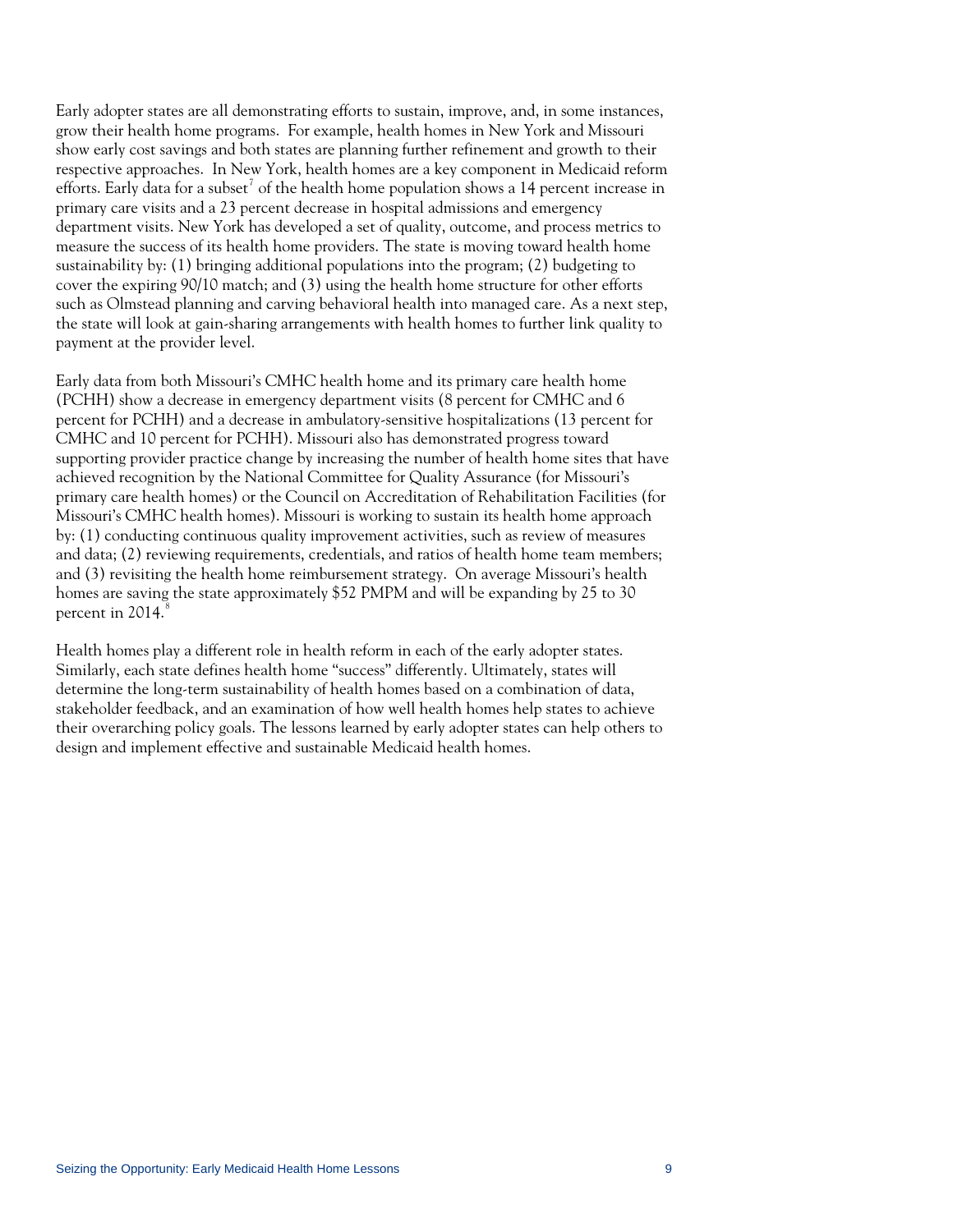Early adopter states are all demonstrating efforts to sustain, improve, and, in some instances, grow their health home programs. For example, health homes in New York and Missouri show early cost savings and both states are planning further refinement and growth to their respective approaches. In New York, health homes are a key component in Medicaid reform efforts. Early data for a subset[7] of the health home population shows a 14 percent increase in primary care visits and a 23 percent decrease in hospital admissions and emergency department visits. New York has developed a set of quality, outcome, and process metrics to measure the success of its health home providers. The state is moving toward health home sustainability by: (1) bringing additional populations into the program; (2) budgeting to cover the expiring 90/10 match; and (3) using the health home structure for other efforts such as Olmstead planning and carving behavioral health into managed care. As a next step, the state will look at gain-sharing arrangements with health homes to further link quality to payment at the provider level.

Early data from both Missouri's CMHC health home and its primary care health home (PCHH) show a decrease in emergency department visits (8 percent for CMHC and 6 percent for PCHH) and a decrease in ambulatory-sensitive hospitalizations (13 percent for CMHC and 10 percent for PCHH). Missouri also has demonstrated progress toward supporting provider practice change by increasing the number of health home sites that have achieved recognition by the National Committee for Quality Assurance (for Missouri's primary care health homes) or the Council on Accreditation of Rehabilitation Facilities (for Missouri's CMHC health homes). Missouri is working to sustain its health home approach by: (1) conducting continuous quality improvement activities, such as review of measures and data; (2) reviewing requirements, credentials, and ratios of health home team members; and (3) revisiting the health home reimbursement strategy. On average Missouri's health homes are saving the state approximately $52 PMPM and will be expanding by 25 to 30 percent in 2014.[8]

Health homes play a different role in health reform in each of the early adopter states. Similarly, each state defines health home "success" differently. Ultimately, states will determine the long-term sustainability of health homes based on a combination of data, stakeholder feedback, and an examination of how well health homes help states to achieve their overarching policy goals. The lessons learned by early adopter states can help others to design and implement effective and sustainable Medicaid health homes.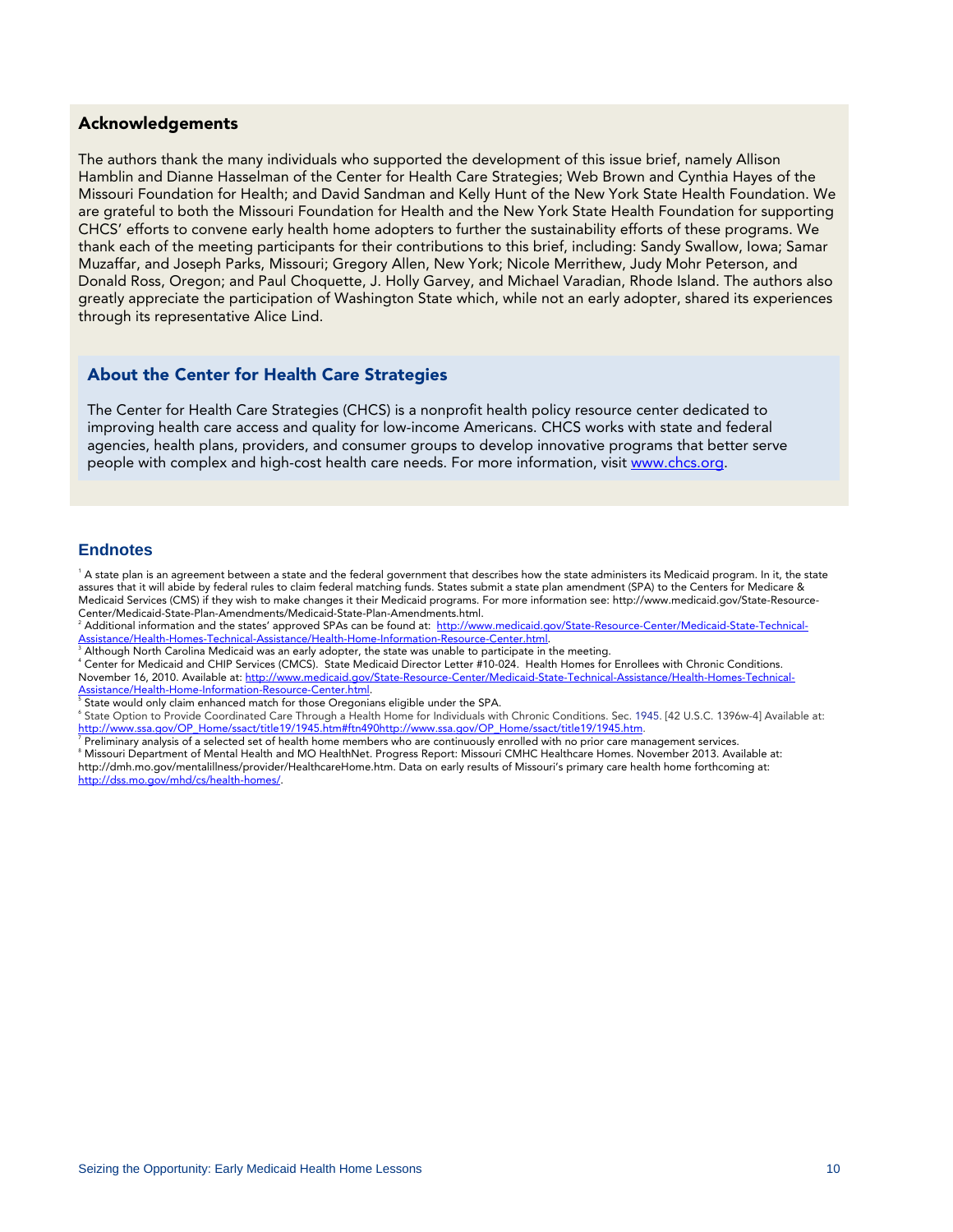## Acknowledgements

The authors thank the many individuals who supported the development of this issue brief, namely Allison Hamblin and Dianne Hasselman of the Center for Health Care Strategies; Web Brown and Cynthia Hayes of the Missouri Foundation for Health; and David Sandman and Kelly Hunt of the New York State Health Foundation. We are grateful to both the Missouri Foundation for Health and the New York State Health Foundation for supporting CHCS' efforts to convene early health home adopters to further the sustainability efforts of these programs. We thank each of the meeting participants for their contributions to this brief, including: Sandy Swallow, Iowa; Samar Muzaffar, and Joseph Parks, Missouri; Gregory Allen, New York; Nicole Merrithew, Judy Mohr Peterson, and Donald Ross, Oregon; and Paul Choquette, J. Holly Garvey, and Michael Varadian, Rhode Island. The authors also greatly appreciate the participation of Washington State which, while not an early adopter, shared its experiences through its representative Alice Lind.

### About the Center for Health Care Strategies

The Center for Health Care Strategies (CHCS) is a nonprofit health policy resource center dedicated to improving health care access and quality for low-income Americans. CHCS works with state and federal agencies, health plans, providers, and consumer groups to develop innovative programs that better serve people with complex and high-cost health care needs. For more information, visit www.chcs.org.

## Endnotes

[1] A state plan is an agreement between a state and the federal government that describes how the state administers its Medicaid program. In it, the state assures that it will abide by federal rules to claim federal matching funds. States submit a state plan amendment (SPA) to the Centers for Medicare & Medicaid Services (CMS) if they wish to make changes it their Medicaid programs. For more information see: http://www.medicaid.gov/State-Resource-Center/Medicaid-State-Plan-Amendments/Medicaid-State-Plan-Amendments.html.

[2] Additional information and the states' approved SPAs can be found at: http://www.medicaid.gov/State-Resource-Center/Medicaid-State-Technical-Assistance/Health-Homes-Technical-Assistance/Health-Home-Information-Resource-Center.html.

[3] Although North Carolina Medicaid was an early adopter, the state was unable to participate in the meeting.

[4] Center for Medicaid and CHIP Services (CMCS). State Medicaid Director Letter #10-024. Health Homes for Enrollees with Chronic Conditions. November 16, 2010. Available at: http://www.medicaid.gov/State-Resource-Center/Medicaid-State-Technical-Assistance/Health-Homes-Technical-Assistance/Health-Home-Information-Resource-Center.html.

[5] State would only claim enhanced match for those Oregonians eligible under the SPA.

[6] State Option to Provide Coordinated Care Through a Health Home for Individuals with Chronic Conditions. Sec. 1945. [42 U.S.C. 1396w-4] Available at: http://www.ssa.gov/OP_Home/ssact/title19/1945.htm#ftn490http://www.ssa.gov/OP_Home/ssact/title19/1945.htm.

[7] Preliminary analysis of a selected set of health home members who are continuously enrolled with no prior care management services.

[8] Missouri Department of Mental Health and MO HealthNet. Progress Report: Missouri CMHC Healthcare Homes. November 2013. Available at: http://dmh.mo.gov/mentalillness/provider/HealthcareHome.htm. Data on early results of Missouri's primary care health home forthcoming at: http://dss.mo.gov/mhd/cs/health-homes/.